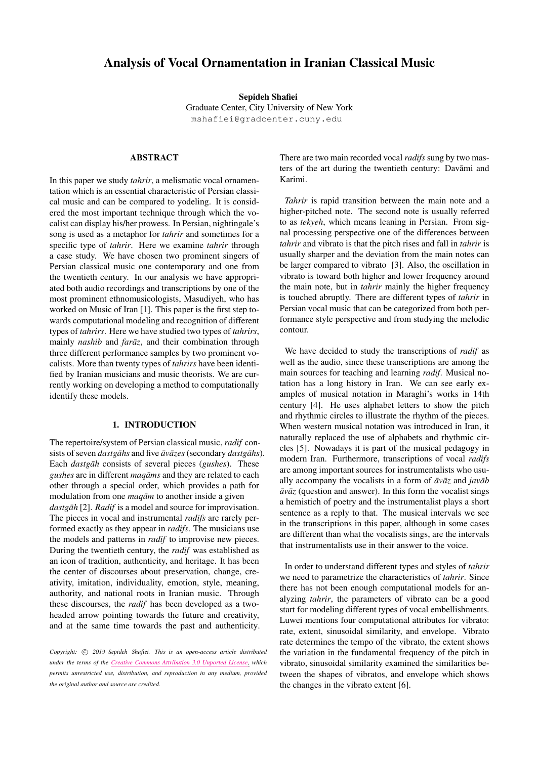# Analysis of Vocal Ornamentation in Iranian Classical Music

**Sepideh Shafiei**
Graduate Center, City University of New York
mshafiei@gradcenter.cuny.edu

## ABSTRACT

In this paper we study *tahrir*, a melismatic vocal ornamentation which is an essential characteristic of Persian classical music and can be compared to yodeling. It is considered the most important technique through which the vocalist can display his/her prowess. In Persian, nightingale's song is used as a metaphor for *tahrir* and sometimes for a specific type of *tahrir*. Here we examine *tahrir* through a case study. We have chosen two prominent singers of Persian classical music one contemporary and one from the twentieth century. In our analysis we have appropriated both audio recordings and transcriptions by one of the most prominent ethnomusicologists, Masudiyeh, who has worked on Music of Iran [1]. This paper is the first step towards computational modeling and recognition of different types of *tahrirs*. Here we have studied two types of *tahrirs*, mainly *nashib* and *farāz*, and their combination through three different performance samples by two prominent vocalists. More than twenty types of *tahrirs* have been identified by Iranian musicians and music theorists. We are currently working on developing a method to computationally identify these models.

## 1. INTRODUCTION

The repertoire/system of Persian classical music, *radif* consists of seven *dastgāhs* and five *āvāzes* (secondary *dastgāhs*). Each *dastgāh* consists of several pieces (*gushes*). These *gushes* are in different *maqāms* and they are related to each other through a special order, which provides a path for modulation from one *maqām* to another inside a given *dastgāh* [2]. *Radif* is a model and source for improvisation. The pieces in vocal and instrumental *radifs* are rarely performed exactly as they appear in *radifs*. The musicians use the models and patterns in *radif* to improvise new pieces. During the twentieth century, the *radif* was established as an icon of tradition, authenticity, and heritage. It has been the center of discourses about preservation, change, creativity, imitation, individuality, emotion, style, meaning, authority, and national roots in Iranian music. Through these discourses, the *radif* has been developed as a two-headed arrow pointing towards the future and creativity, and at the same time towards the past and authenticity. There are two main recorded vocal *radifs* sung by two masters of the art during the twentieth century: Davāmi and Karimi.

*Copyright: © 2019 Sepideh Shafiei. This is an open-access article distributed under the terms of the Creative Commons Attribution 3.0 Unported License, which permits unrestricted use, distribution, and reproduction in any medium, provided the original author and source are credited.*

*Tahrir* is rapid transition between the main note and a higher-pitched note. The second note is usually referred to as *tekyeh*, which means leaning in Persian. From signal processing perspective one of the differences between *tahrir* and vibrato is that the pitch rises and fall in *tahrir* is usually sharper and the deviation from the main notes can be larger compared to vibrato [3]. Also, the oscillation in vibrato is toward both higher and lower frequency around the main note, but in *tahrir* mainly the higher frequency is touched abruptly. There are different types of *tahrir* in Persian vocal music that can be categorized from both performance style perspective and from studying the melodic contour.

We have decided to study the transcriptions of *radif* as well as the audio, since these transcriptions are among the main sources for teaching and learning *radif*. Musical notation has a long history in Iran. We can see early examples of musical notation in Maraghi's works in 14th century [4]. He uses alphabet letters to show the pitch and rhythmic circles to illustrate the rhythm of the pieces. When western musical notation was introduced in Iran, it naturally replaced the use of alphabets and rhythmic circles [5]. Nowadays it is part of the musical pedagogy in modern Iran. Furthermore, transcriptions of vocal *radifs* are among important sources for instrumentalists who usually accompany the vocalists in a form of *āvāz* and *javāb āvāz* (question and answer). In this form the vocalist sings a hemistich of poetry and the instrumentalist plays a short sentence as a reply to that. The musical intervals we see in the transcriptions in this paper, although in some cases are different than what the vocalists sings, are the intervals that instrumentalists use in their answer to the voice.

In order to understand different types and styles of *tahrir* we need to parametrize the characteristics of *tahrir*. Since there has not been enough computational models for analyzing *tahrir*, the parameters of vibrato can be a good start for modeling different types of vocal embellishments. Luwei mentions four computational attributes for vibrato: rate, extent, sinusoidal similarity, and envelope. Vibrato rate determines the tempo of the vibrato, the extent shows the variation in the fundamental frequency of the pitch in vibrato, sinusoidal similarity examined the similarities between the shapes of vibratos, and envelope which shows the changes in the vibrato extent [6].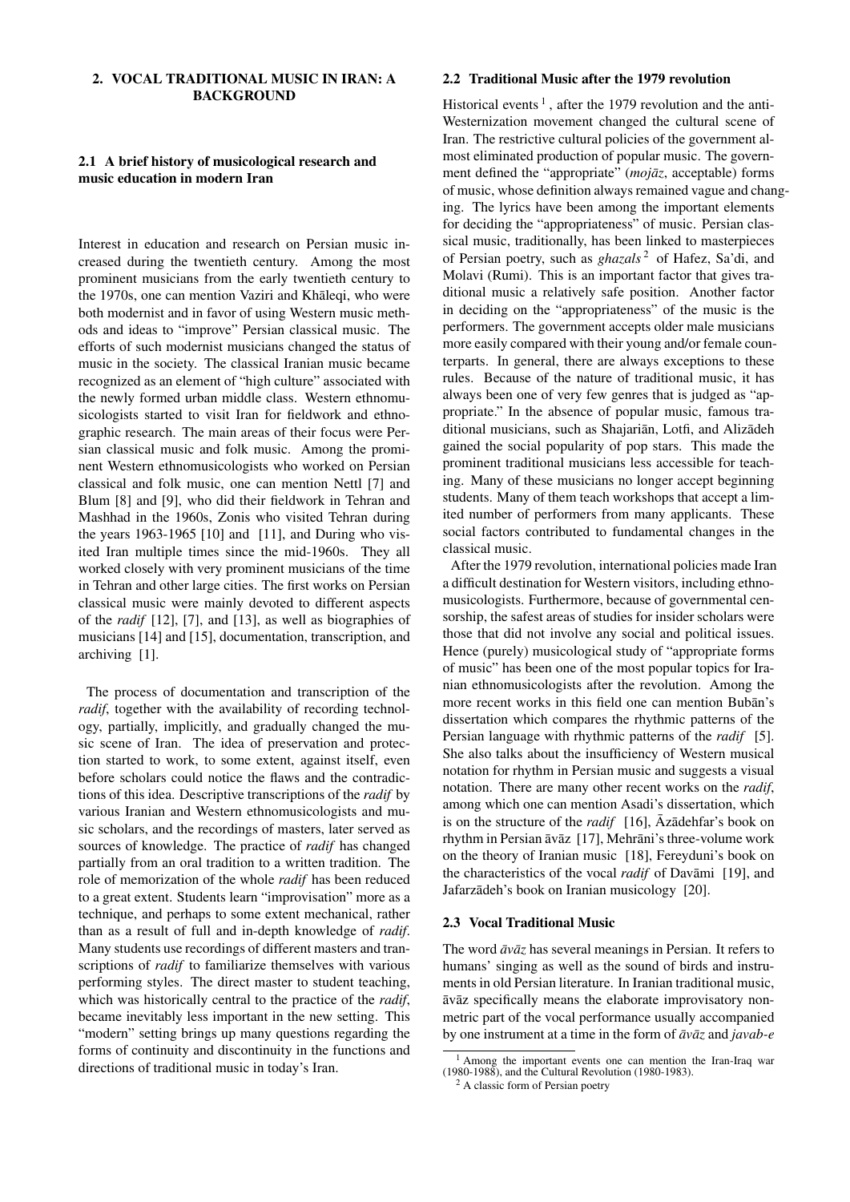## 2. VOCAL TRADITIONAL MUSIC IN IRAN: A BACKGROUND

### 2.1 A brief history of musicological research and music education in modern Iran

Interest in education and research on Persian music increased during the twentieth century. Among the most prominent musicians from the early twentieth century to the 1970s, one can mention Vaziri and Khāleqi, who were both modernist and in favor of using Western music methods and ideas to "improve" Persian classical music. The efforts of such modernist musicians changed the status of music in the society. The classical Iranian music became recognized as an element of "high culture" associated with the newly formed urban middle class. Western ethnomusicologists started to visit Iran for fieldwork and ethnographic research. The main areas of their focus were Persian classical music and folk music. Among the prominent Western ethnomusicologists who worked on Persian classical and folk music, one can mention Nettl [7] and Blum [8] and [9], who did their fieldwork in Tehran and Mashhad in the 1960s, Zonis who visited Tehran during the years 1963-1965 [10] and [11], and During who visited Iran multiple times since the mid-1960s. They all worked closely with very prominent musicians of the time in Tehran and other large cities. The first works on Persian classical music were mainly devoted to different aspects of the *radif* [12], [7], and [13], as well as biographies of musicians [14] and [15], documentation, transcription, and archiving [1].

The process of documentation and transcription of the *radif*, together with the availability of recording technology, partially, implicitly, and gradually changed the music scene of Iran. The idea of preservation and protection started to work, to some extent, against itself, even before scholars could notice the flaws and the contradictions of this idea. Descriptive transcriptions of the *radif* by various Iranian and Western ethnomusicologists and music scholars, and the recordings of masters, later served as sources of knowledge. The practice of *radif* has changed partially from an oral tradition to a written tradition. The role of memorization of the whole *radif* has been reduced to a great extent. Students learn "improvisation" more as a technique, and perhaps to some extent mechanical, rather than as a result of full and in-depth knowledge of *radif*. Many students use recordings of different masters and transcriptions of *radif* to familiarize themselves with various performing styles. The direct master to student teaching, which was historically central to the practice of the *radif*, became inevitably less important in the new setting. This "modern" setting brings up many questions regarding the forms of continuity and discontinuity in the functions and directions of traditional music in today's Iran.

### 2.2 Traditional Music after the 1979 revolution

Historical events [1], after the 1979 revolution and the anti-Westernization movement changed the cultural scene of Iran. The restrictive cultural policies of the government almost eliminated production of popular music. The government defined the "appropriate" (*mojāz*, acceptable) forms of music, whose definition always remained vague and changing. The lyrics have been among the important elements for deciding the "appropriateness" of music. Persian classical music, traditionally, has been linked to masterpieces of Persian poetry, such as *ghazals* [2] of Hafez, Sa'di, and Molavi (Rumi). This is an important factor that gives traditional music a relatively safe position. Another factor in deciding on the "appropriateness" of the music is the performers. The government accepts older male musicians more easily compared with their young and/or female counterparts. In general, there are always exceptions to these rules. Because of the nature of traditional music, it has always been one of very few genres that is judged as "appropriate." In the absence of popular music, famous traditional musicians, such as Shajariān, Lotfi, and Alizādeh gained the social popularity of pop stars. This made the prominent traditional musicians less accessible for teaching. Many of these musicians no longer accept beginning students. Many of them teach workshops that accept a limited number of performers from many applicants. These social factors contributed to fundamental changes in the classical music.

After the 1979 revolution, international policies made Iran a difficult destination for Western visitors, including ethnomusicologists. Furthermore, because of governmental censorship, the safest areas of studies for insider scholars were those that did not involve any social and political issues. Hence (purely) musicological study of "appropriate forms of music" has been one of the most popular topics for Iranian ethnomusicologists after the revolution. Among the more recent works in this field one can mention Bubān's dissertation which compares the rhythmic patterns of the Persian language with rhythmic patterns of the *radif* [5]. She also talks about the insufficiency of Western musical notation for rhythm in Persian music and suggests a visual notation. There are many other recent works on the *radif*, among which one can mention Asadi's dissertation, which is on the structure of the *radif* [16], Āzādehfar's book on rhythm in Persian āvāz [17], Mehrāni's three-volume work on the theory of Iranian music [18], Fereyduni's book on the characteristics of the vocal *radif* of Davāmi [19], and Jafarzādeh's book on Iranian musicology [20].

### 2.3 Vocal Traditional Music

The word *āvāz* has several meanings in Persian. It refers to humans' singing as well as the sound of birds and instruments in old Persian literature. In Iranian traditional music, āvāz specifically means the elaborate improvisatory non-metric part of the vocal performance usually accompanied by one instrument at a time in the form of *āvāz* and *javab-e*

[1] Among the important events one can mention the Iran-Iraq war (1980-1988), and the Cultural Revolution (1980-1983).

[2] A classic form of Persian poetry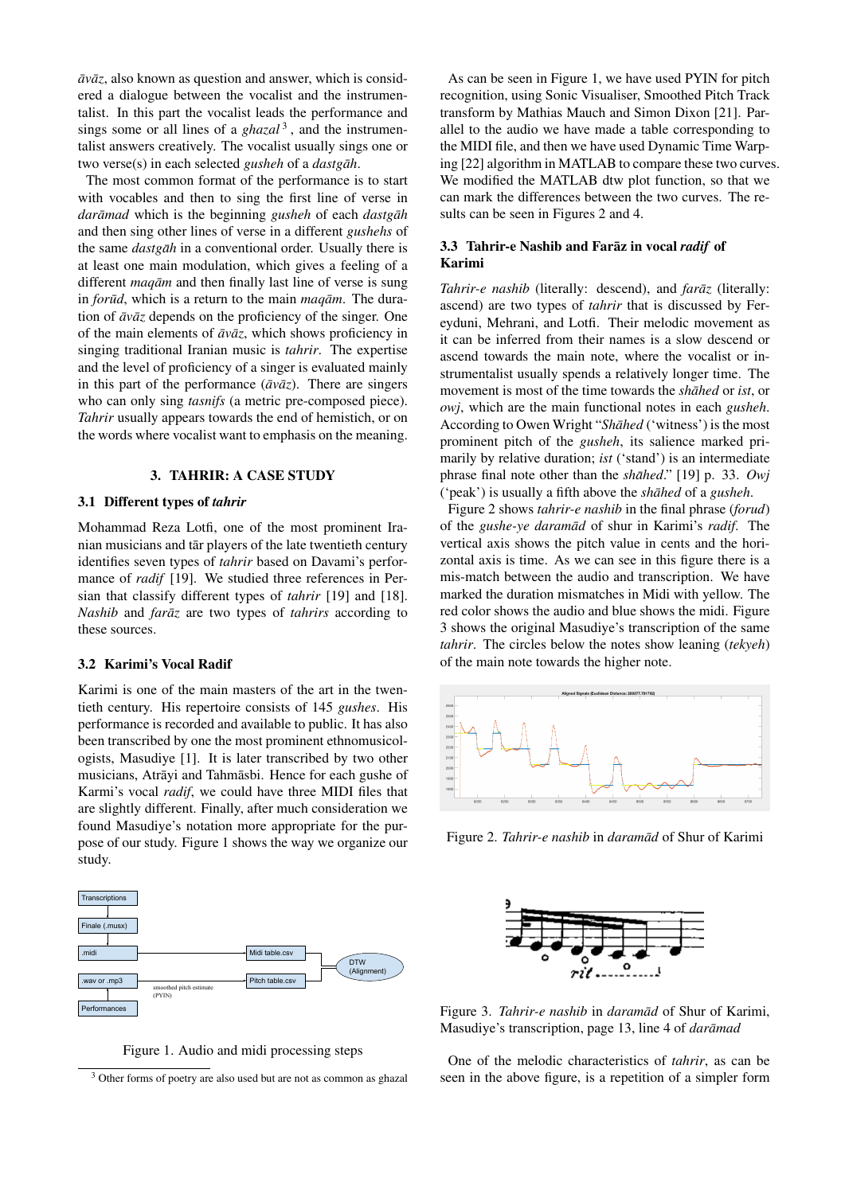*āvāz*, also known as question and answer, which is considered a dialogue between the vocalist and the instrumentalist. In this part the vocalist leads the performance and sings some or all lines of a *ghazal* [3], and the instrumentalist answers creatively. The vocalist usually sings one or two verse(s) in each selected *gusheh* of a *dastgāh*.

The most common format of the performance is to start with vocables and then to sing the first line of verse in *darāmad* which is the beginning *gusheh* of each *dastgāh* and then sing other lines of verse in a different *gushehs* of the same *dastgāh* in a conventional order. Usually there is at least one main modulation, which gives a feeling of a different *maqām* and then finally last line of verse is sung in *forūd*, which is a return to the main *maqām*. The duration of *āvāz* depends on the proficiency of the singer. One of the main elements of *āvāz*, which shows proficiency in singing traditional Iranian music is *tahrir*. The expertise and the level of proficiency of a singer is evaluated mainly in this part of the performance (*āvāz*). There are singers who can only sing *tasnifs* (a metric pre-composed piece). *Tahrir* usually appears towards the end of hemistich, or on the words where vocalist want to emphasis on the meaning.

## 3. TAHRIR: A CASE STUDY

### 3.1 Different types of *tahrir*

Mohammad Reza Lotfi, one of the most prominent Iranian musicians and tār players of the late twentieth century identifies seven types of *tahrir* based on Davami's performance of *radif* [19]. We studied three references in Persian that classify different types of *tahrir* [19] and [18]. *Nashib* and *farāz* are two types of *tahrirs* according to these sources.

### 3.2 Karimi's Vocal Radif

Karimi is one of the main masters of the art in the twentieth century. His repertoire consists of 145 *gushes*. His performance is recorded and available to public. It has also been transcribed by one the most prominent ethnomusicologists, Masudiye [1]. It is later transcribed by two other musicians, Atrāyi and Tahmāsbi. Hence for each gushe of Karmi's vocal *radif*, we could have three MIDI files that are slightly different. Finally, after much consideration we found Masudiye's notation more appropriate for the purpose of our study. Figure 1 shows the way we organize our study.

Figure 1. Audio and midi processing steps

[3] Other forms of poetry are also used but are not as common as ghazal

As can be seen in Figure 1, we have used PYIN for pitch recognition, using Sonic Visualiser, Smoothed Pitch Track transform by Mathias Mauch and Simon Dixon [21]. Parallel to the audio we have made a table corresponding to the MIDI file, and then we have used Dynamic Time Warping [22] algorithm in MATLAB to compare these two curves. We modified the MATLAB dtw plot function, so that we can mark the differences between the two curves. The results can be seen in Figures 2 and 4.

### 3.3 Tahrir-e Nashib and Farāz in vocal *radif* of Karimi

*Tahrir-e nashib* (literally: descend), and *farāz* (literally: ascend) are two types of *tahrir* that is discussed by Fereyduni, Mehrani, and Lotfi. Their melodic movement as it can be inferred from their names is a slow descend or ascend towards the main note, where the vocalist or instrumentalist usually spends a relatively longer time. The movement is most of the time towards the *shāhed* or *ist*, or *owj*, which are the main functional notes in each *gusheh*. According to Owen Wright "*Shāhed* ('witness') is the most prominent pitch of the *gusheh*, its salience marked primarily by relative duration; *ist* ('stand') is an intermediate phrase final note other than the *shāhed*." [19] p. 33. *Owj* ('peak') is usually a fifth above the *shāhed* of a *gusheh*.

Figure 2 shows *tahrir-e nashib* in the final phrase (*forud*) of the *gushe-ye daramād* of shur in Karimi's *radif*. The vertical axis shows the pitch value in cents and the horizontal axis is time. As we can see in this figure there is a mis-match between the audio and transcription. We have marked the duration mismatches in Midi with yellow. The red color shows the audio and blue shows the midi. Figure 3 shows the original Masudiye's transcription of the same *tahrir*. The circles below the notes show leaning (*tekyeh*) of the main note towards the higher note.

Figure 2. *Tahrir-e nashib* in *daramād* of Shur of Karimi

Figure 3. *Tahrir-e nashib* in *daramād* of Shur of Karimi, Masudiye's transcription, page 13, line 4 of *darāmad*

One of the melodic characteristics of *tahrir*, as can be seen in the above figure, is a repetition of a simpler form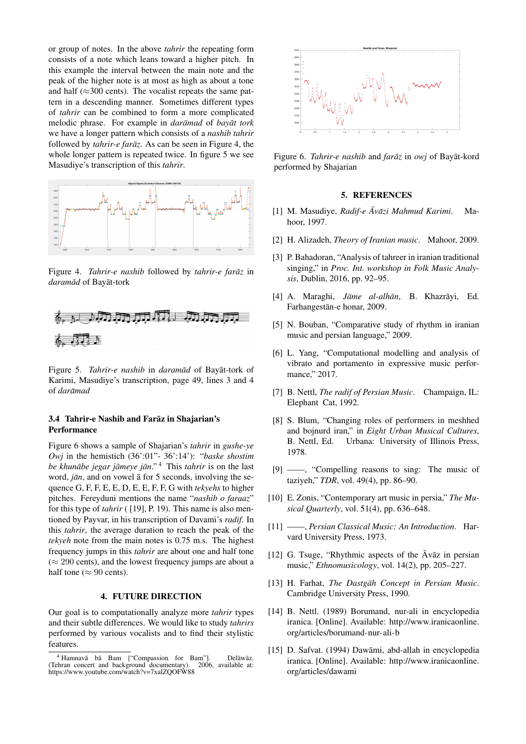or group of notes. In the above *tahrir* the repeating form consists of a note which leans toward a higher pitch. In this example the interval between the main note and the peak of the higher note is at most as high as about a tone and half (≈300 cents). The vocalist repeats the same pattern in a descending manner. Sometimes different types of *tahrir* can be combined to form a more complicated melodic phrase. For example in *darāmad* of *bayāt tork* we have a longer pattern which consists of a *nashib tahrir* followed by *tahrir-e farāz*. As can be seen in Figure 4, the whole longer pattern is repeated twice. In figure 5 we see Masudiye's transcription of this *tahrir*.

Figure 4. *Tahrir-e nashib* followed by *tahrir-e farāz* in *daramād* of Bayāt-tork

Figure 5. *Tahrir-e nashib* in *daramād* of Bayāt-tork of Karimi, Masudiye's transcription, page 49, lines 3 and 4 of *darāmad*

### 3.4 Tahrir-e Nashib and Farāz in Shajarian's Performance

Figure 6 shows a sample of Shajarian's *tahrir* in *gushe-ye Owj* in the hemistich (36':01"- 36':14'): "*baske shostim be khunābe jegar jāmeye jān*." [4] This *tahrir* is on the last word, *jān*, and on vowel ā for 5 seconds, involving the sequence G, F, F, E, E, D, E, E, F, F, G with *tekyehs* to higher pitches. Fereyduni mentions the name "*nashib o faraaz*" for this type of *tahrir* ( [19], P. 19). This name is also mentioned by Payvar, in his transcription of Davami's *radif*. In this *tahrir*, the average duration to reach the peak of the *tekyeh* note from the main notes is 0.75 m.s. The highest frequency jumps in this *tahrir* are about one and half tone (≈ 290 cents), and the lowest frequency jumps are about a half tone (≈ 90 cents).

## 4. FUTURE DIRECTION

Our goal is to computationally analyze more *tahrir* types and their subtle differences. We would like to study *tahrirs* performed by various vocalists and to find their stylistic features.

[4] Hamnavā bā Bam ["Compassion for Bam"]. Delāwāz. (Tehran concert and background documentary). 2006, available at: https://www.youtube.com/watch?v=7xalZQOFW88

Figure 6. *Tahrir-e nashib* and *farāz* in *owj* of Bayāt-kord performed by Shajarian

## 5. REFERENCES

[1] M. Masudiye, *Radif-e Āvāzi Mahmud Karimi*. Mahoor, 1997.

[2] H. Alizadeh, *Theory of Iranian music*. Mahoor, 2009.

[3] P. Bahadoran, "Analysis of tahreer in iranian traditional singing," in *Proc. Int. workshop in Folk Music Analysis*, Dublin, 2016, pp. 92–95.

[4] A. Maraghi, *Jāme al-alhān*, B. Khazrāyi, Ed. Farhangestān-e honar, 2009.

[5] N. Bouban, "Comparative study of rhythm in iranian music and persian language," 2009.

[6] L. Yang, "Computational modelling and analysis of vibrato and portamento in expressive music performance," 2017.

[7] B. Nettl, *The radif of Persian Music*. Champaign, IL: Elephant Cat, 1992.

[8] S. Blum, "Changing roles of performers in meshhed and bojnurd iran," in *Eight Urban Musical Cultures*, B. Nettl, Ed. Urbana: University of Illinois Press, 1978.

[9] ——, "Compelling reasons to sing: The music of taziyeh," *TDR*, vol. 49(4), pp. 86–90.

[10] E. Zonis, "Contemporary art music in persia," *The Musical Quarterly*, vol. 51(4), pp. 636–648.

[11] ——, *Persian Classical Music: An Introduction*. Harvard University Press, 1973.

[12] G. Tsuge, "Rhythmic aspects of the Āvāz in persian music," *Ethnomusicology*, vol. 14(2), pp. 205–227.

[13] H. Farhat, *The Dastgāh Concept in Persian Music*. Cambridge University Press, 1990.

[14] B. Nettl. (1989) Borumand, nur-ali in encyclopedia iranica. [Online]. Available: http://www.iranicaonline.org/articles/borumand-nur-ali-b

[15] D. Safvat. (1994) Dawāmi, abd-allah in encyclopedia iranica. [Online]. Available: http://www.iranicaonline.org/articles/dawami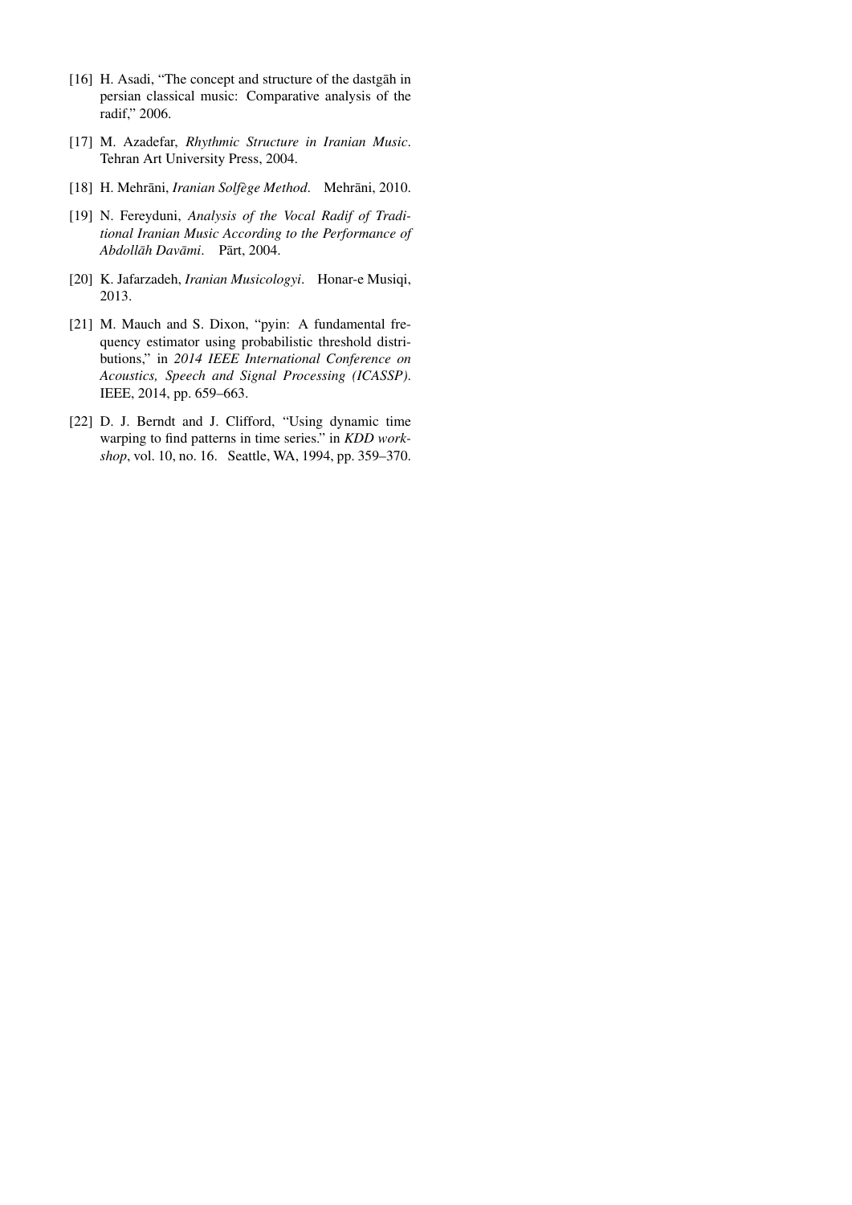[16] H. Asadi, "The concept and structure of the dastgāh in persian classical music: Comparative analysis of the radif," 2006.

[17] M. Azadefar, *Rhythmic Structure in Iranian Music*. Tehran Art University Press, 2004.

[18] H. Mehrāni, *Iranian Solfège Method*. Mehrāni, 2010.

[19] N. Fereyduni, *Analysis of the Vocal Radif of Traditional Iranian Music According to the Performance of Abdollāh Davāmi*. Pārt, 2004.

[20] K. Jafarzadeh, *Iranian Musicologyi*. Honar-e Musiqi, 2013.

[21] M. Mauch and S. Dixon, "pyin: A fundamental frequency estimator using probabilistic threshold distributions," in *2014 IEEE International Conference on Acoustics, Speech and Signal Processing (ICASSP)*. IEEE, 2014, pp. 659–663.

[22] D. J. Berndt and J. Clifford, "Using dynamic time warping to find patterns in time series." in *KDD workshop*, vol. 10, no. 16. Seattle, WA, 1994, pp. 359–370.